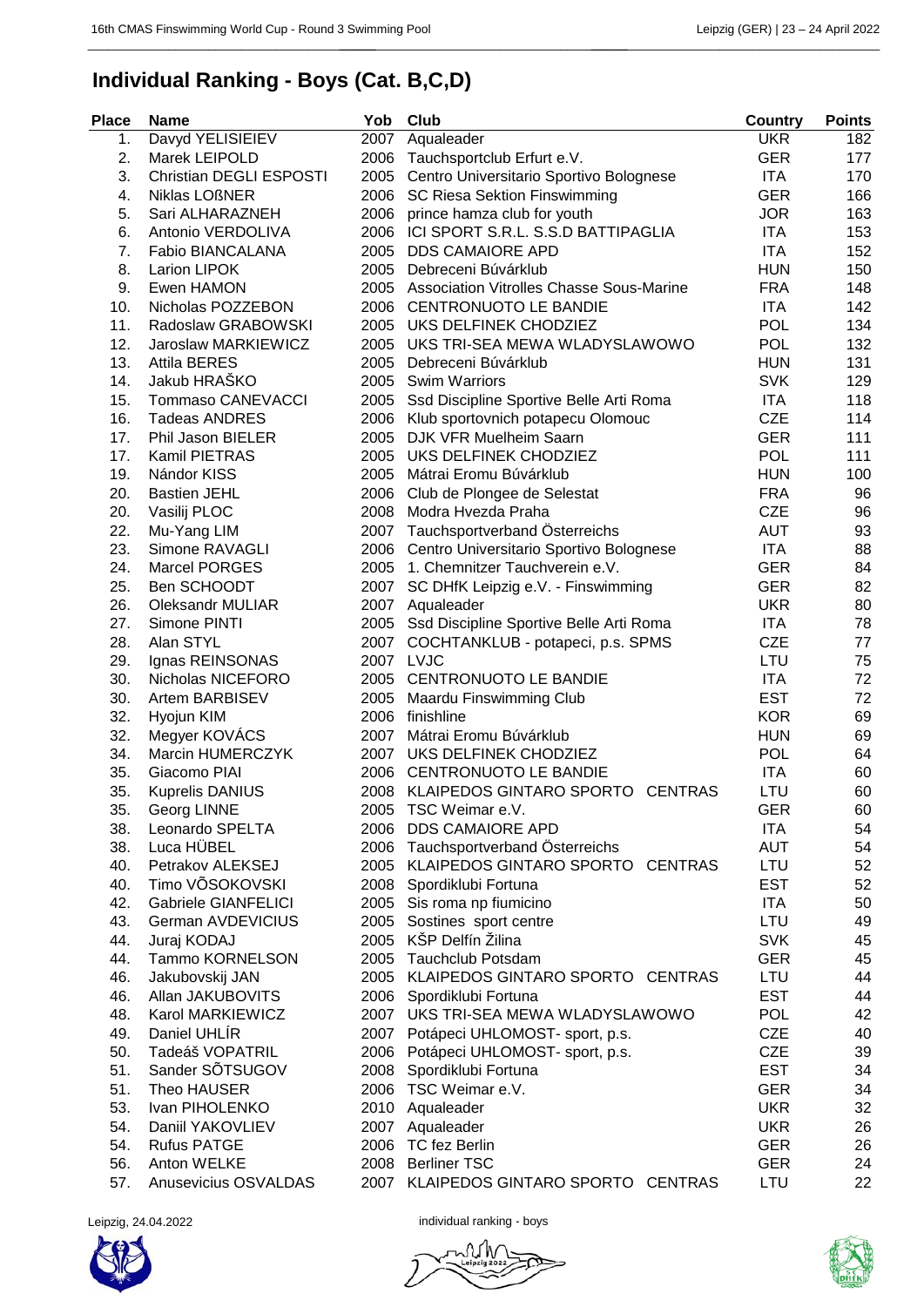# Individual Ranking - Boys (Cat. B,C,D)

| Place | Name | Yob | Club | Country | Points |
|---|---|---|---|---|---|
| 1. | Davyd YELISIEIEV | 2007 | Aqualeader | UKR | 182 |
| 2. | Marek LEIPOLD | 2006 | Tauchsportclub Erfurt e.V. | GER | 177 |
| 3. | Christian DEGLI ESPOSTI | 2005 | Centro Universitario Sportivo Bolognese | ITA | 170 |
| 4. | Niklas LOßNER | 2006 | SC Riesa Sektion Finswimming | GER | 166 |
| 5. | Sari ALHARAZNEH | 2006 | prince hamza club for youth | JOR | 163 |
| 6. | Antonio VERDOLIVA | 2006 | ICI SPORT S.R.L. S.S.D BATTIPAGLIA | ITA | 153 |
| 7. | Fabio BIANCALANA | 2005 | DDS CAMAIORE APD | ITA | 152 |
| 8. | Larion LIPOK | 2005 | Debreceni Búvárklub | HUN | 150 |
| 9. | Ewen HAMON | 2005 | Association Vitrolles Chasse Sous-Marine | FRA | 148 |
| 10. | Nicholas POZZEBON | 2006 | CENTRONUOTO LE BANDIE | ITA | 142 |
| 11. | Radoslaw GRABOWSKI | 2005 | UKS DELFINEK CHODZIEZ | POL | 134 |
| 12. | Jaroslaw MARKIEWICZ | 2005 | UKS TRI-SEA MEWA WLADYSLAWOWO | POL | 132 |
| 13. | Attila BERES | 2005 | Debreceni Búvárklub | HUN | 131 |
| 14. | Jakub HRAŠKO | 2005 | Swim Warriors | SVK | 129 |
| 15. | Tommaso CANEVACCI | 2005 | Ssd Discipline Sportive Belle Arti Roma | ITA | 118 |
| 16. | Tadeas ANDRES | 2006 | Klub sportovnich potapecu Olomouc | CZE | 114 |
| 17. | Phil Jason BIELER | 2005 | DJK VFR Muelheim Saarn | GER | 111 |
| 17. | Kamil PIETRAS | 2005 | UKS DELFINEK CHODZIEZ | POL | 111 |
| 19. | Nándor KISS | 2005 | Mátrai Eromu Búvárklub | HUN | 100 |
| 20. | Bastien JEHL | 2006 | Club de Plongee de Selestat | FRA | 96 |
| 20. | Vasilij PLOC | 2008 | Modra Hvezda Praha | CZE | 96 |
| 22. | Mu-Yang LIM | 2007 | Tauchsportverband Österreichs | AUT | 93 |
| 23. | Simone RAVAGLI | 2006 | Centro Universitario Sportivo Bolognese | ITA | 88 |
| 24. | Marcel PORGES | 2005 | 1. Chemnitzer Tauchverein e.V. | GER | 84 |
| 25. | Ben SCHOODT | 2007 | SC DHfK Leipzig e.V. - Finswimming | GER | 82 |
| 26. | Oleksandr MULIAR | 2007 | Aqualeader | UKR | 80 |
| 27. | Simone PINTI | 2005 | Ssd Discipline Sportive Belle Arti Roma | ITA | 78 |
| 28. | Alan STYL | 2007 | COCHTANKLUB - potapeci, p.s. SPMS | CZE | 77 |
| 29. | Ignas REINSONAS | 2007 | LVJC | LTU | 75 |
| 30. | Nicholas NICEFORO | 2005 | CENTRONUOTO LE BANDIE | ITA | 72 |
| 30. | Artem BARBISEV | 2005 | Maardu Finswimming Club | EST | 72 |
| 32. | Hyojun KIM | 2006 | finishline | KOR | 69 |
| 32. | Megyer KOVÁCS | 2007 | Mátrai Eromu Búvárklub | HUN | 69 |
| 34. | Marcin HUMERCZYK | 2007 | UKS DELFINEK CHODZIEZ | POL | 64 |
| 35. | Giacomo PIAI | 2006 | CENTRONUOTO LE BANDIE | ITA | 60 |
| 35. | Kuprelis DANIUS | 2008 | KLAIPEDOS GINTARO SPORTO CENTRAS | LTU | 60 |
| 35. | Georg LINNE | 2005 | TSC Weimar e.V. | GER | 60 |
| 38. | Leonardo SPELTA | 2006 | DDS CAMAIORE APD | ITA | 54 |
| 38. | Luca HÜBEL | 2006 | Tauchsportverband Österreichs | AUT | 54 |
| 40. | Petrakov ALEKSEJ | 2005 | KLAIPEDOS GINTARO SPORTO CENTRAS | LTU | 52 |
| 40. | Timo VÕSOKOVSKI | 2008 | Spordiklubi Fortuna | EST | 52 |
| 42. | Gabriele GIANFELICI | 2005 | Sis roma np fiumicino | ITA | 50 |
| 43. | German AVDEVICIUS | 2005 | Sostines sport centre | LTU | 49 |
| 44. | Juraj KODAJ | 2005 | KŠP Delfín Žilina | SVK | 45 |
| 44. | Tammo KORNELSON | 2005 | Tauchclub Potsdam | GER | 45 |
| 46. | Jakubovskij JAN | 2005 | KLAIPEDOS GINTARO SPORTO CENTRAS | LTU | 44 |
| 46. | Allan JAKUBOVITS | 2006 | Spordiklubi Fortuna | EST | 44 |
| 48. | Karol MARKIEWICZ | 2007 | UKS TRI-SEA MEWA WLADYSLAWOWO | POL | 42 |
| 49. | Daniel UHLÍR | 2007 | Potápeci UHLOMOST- sport, p.s. | CZE | 40 |
| 50. | Tadeáš VOPATRIL | 2006 | Potápeci UHLOMOST- sport, p.s. | CZE | 39 |
| 51. | Sander SÕTSUGOV | 2008 | Spordiklubi Fortuna | EST | 34 |
| 51. | Theo HAUSER | 2006 | TSC Weimar e.V. | GER | 34 |
| 53. | Ivan PIHOLENKO | 2010 | Aqualeader | UKR | 32 |
| 54. | Daniil YAKOVLIEV | 2007 | Aqualeader | UKR | 26 |
| 54. | Rufus PATGE | 2006 | TC fez Berlin | GER | 26 |
| 56. | Anton WELKE | 2008 | Berliner TSC | GER | 24 |
| 57. | Anusevicius OSVALDAS | 2007 | KLAIPEDOS GINTARO SPORTO CENTRAS | LTU | 22 |

Leipzig, 24.04.2022 individual ranking - boys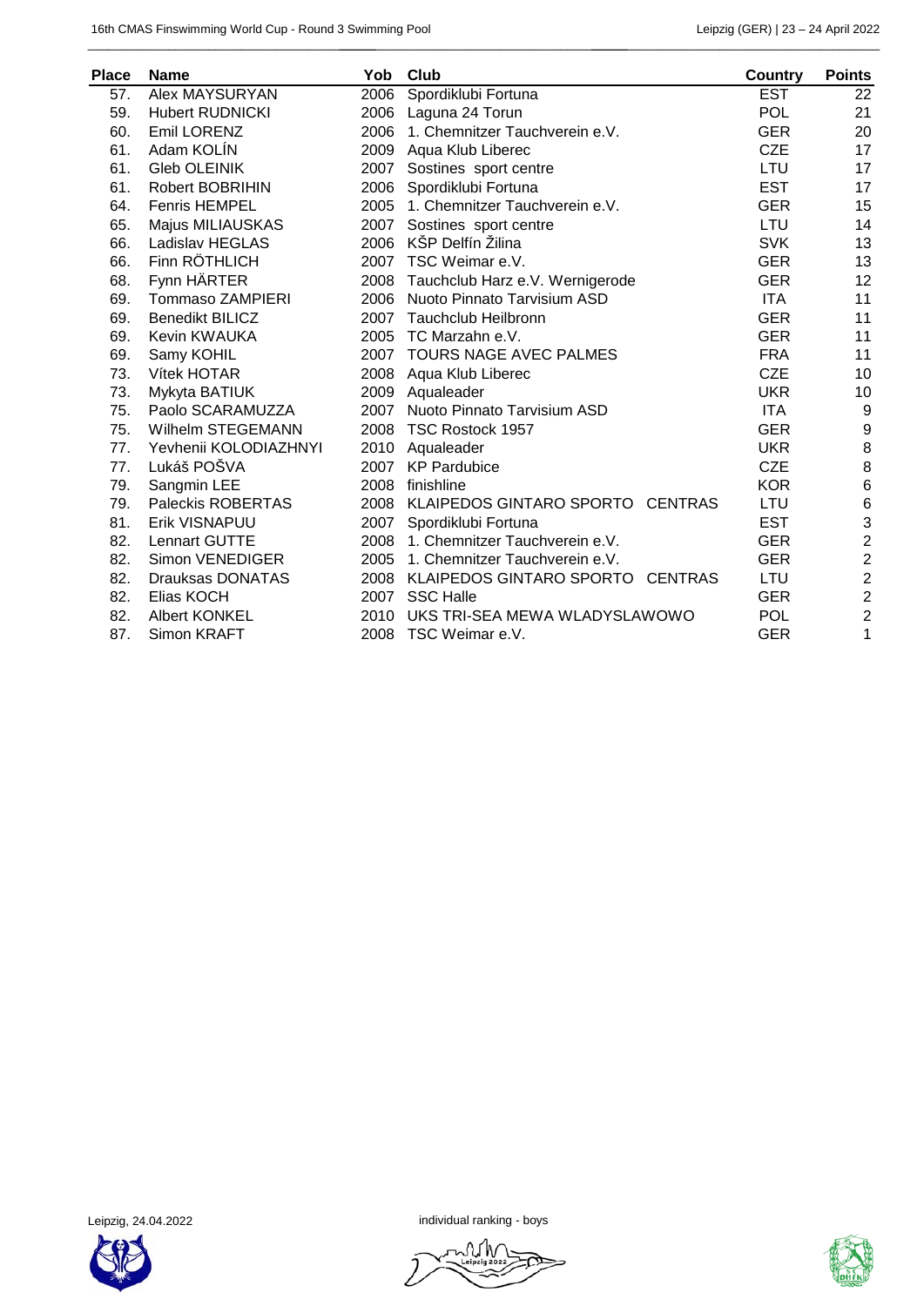| Place | Name | Yob | Club | Country | Points |
|---|---|---|---|---|---|
| 57. | Alex MAYSURYAN | 2006 | Spordiklubi Fortuna | EST | 22 |
| 59. | Hubert RUDNICKI | 2006 | Laguna 24 Torun | POL | 21 |
| 60. | Emil LORENZ | 2006 | 1. Chemnitzer Tauchverein e.V. | GER | 20 |
| 61. | Adam KOLÍN | 2009 | Aqua Klub Liberec | CZE | 17 |
| 61. | Gleb OLEINIK | 2007 | Sostines sport centre | LTU | 17 |
| 61. | Robert BOBRIHIN | 2006 | Spordiklubi Fortuna | EST | 17 |
| 64. | Fenris HEMPEL | 2005 | 1. Chemnitzer Tauchverein e.V. | GER | 15 |
| 65. | Majus MILIAUSKAS | 2007 | Sostines sport centre | LTU | 14 |
| 66. | Ladislav HEGLAS | 2006 | KŠP Delfín Žilina | SVK | 13 |
| 66. | Finn RÖTHLICH | 2007 | TSC Weimar e.V. | GER | 13 |
| 68. | Fynn HÄRTER | 2008 | Tauchclub Harz e.V. Wernigerode | GER | 12 |
| 69. | Tommaso ZAMPIERI | 2006 | Nuoto Pinnato Tarvisium ASD | ITA | 11 |
| 69. | Benedikt BILICZ | 2007 | Tauchclub Heilbronn | GER | 11 |
| 69. | Kevin KWAUKA | 2005 | TC Marzahn e.V. | GER | 11 |
| 69. | Samy KOHIL | 2007 | TOURS NAGE AVEC PALMES | FRA | 11 |
| 73. | Vítek HOTAR | 2008 | Aqua Klub Liberec | CZE | 10 |
| 73. | Mykyta BATIUK | 2009 | Aqualeader | UKR | 10 |
| 75. | Paolo SCARAMUZZA | 2007 | Nuoto Pinnato Tarvisium ASD | ITA | 9 |
| 75. | Wilhelm STEGEMANN | 2008 | TSC Rostock 1957 | GER | 9 |
| 77. | Yevhenii KOLODIAZHNYI | 2010 | Aqualeader | UKR | 8 |
| 77. | Lukáš POŠVA | 2007 | KP Pardubice | CZE | 8 |
| 79. | Sangmin LEE | 2008 | finishline | KOR | 6 |
| 79. | Paleckis ROBERTAS | 2008 | KLAIPEDOS GINTARO SPORTO CENTRAS | LTU | 6 |
| 81. | Erik VISNAPUU | 2007 | Spordiklubi Fortuna | EST | 3 |
| 82. | Lennart GUTTE | 2008 | 1. Chemnitzer Tauchverein e.V. | GER | 2 |
| 82. | Simon VENEDIGER | 2005 | 1. Chemnitzer Tauchverein e.V. | GER | 2 |
| 82. | Drauksas DONATAS | 2008 | KLAIPEDOS GINTARO SPORTO CENTRAS | LTU | 2 |
| 82. | Elias KOCH | 2007 | SSC Halle | GER | 2 |
| 82. | Albert KONKEL | 2010 | UKS TRI-SEA MEWA WLADYSLAWOWO | POL | 2 |
| 87. | Simon KRAFT | 2008 | TSC Weimar e.V. | GER | 1 |

Leipzig, 24.04.2022

individual ranking - boys